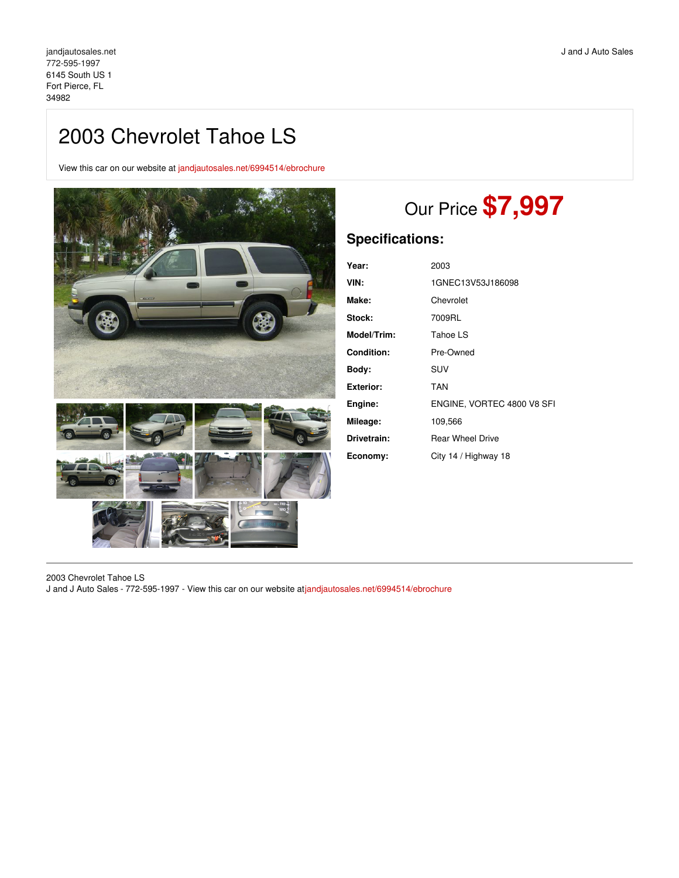jandjautosales.net
772-595-1997
6145 South US 1
Fort Pierce, FL
34982

J and J Auto Sales

# 2003 Chevrolet Tahoe LS

View this car on our website at jandjautosales.net/6994514/ebrochure

Our Price **$7,997**

## Specifications:

| | |
|---|---|
| **Year:** | 2003 |
| **VIN:** | 1GNEC13V53J186098 |
| **Make:** | Chevrolet |
| **Stock:** | 7009RL |
| **Model/Trim:** | Tahoe LS |
| **Condition:** | Pre-Owned |
| **Body:** | SUV |
| **Exterior:** | TAN |
| **Engine:** | ENGINE, VORTEC 4800 V8 SFI |
| **Mileage:** | 109,566 |
| **Drivetrain:** | Rear Wheel Drive |
| **Economy:** | City 14 / Highway 18 |

2003 Chevrolet Tahoe LS
J and J Auto Sales - 772-595-1997 - View this car on our website atjandjautosales.net/6994514/ebrochure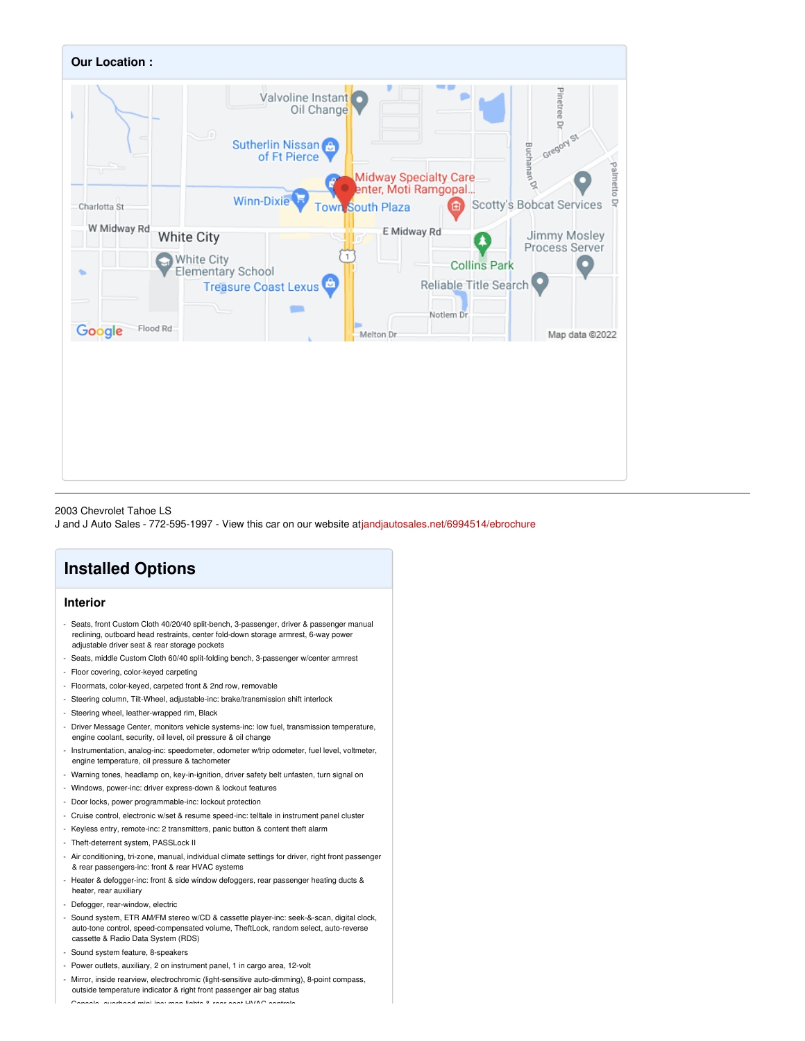## Our Location :

2003 Chevrolet Tahoe LS
J and J Auto Sales - 772-595-1997 - View this car on our website at jandjautosales.net/6994514/ebrochure

# Installed Options

### Interior

- Seats, front Custom Cloth 40/20/40 split-bench, 3-passenger, driver & passenger manual reclining, outboard head restraints, center fold-down storage armrest, 6-way power adjustable driver seat & rear storage pockets
- Seats, middle Custom Cloth 60/40 split-folding bench, 3-passenger w/center armrest
- Floor covering, color-keyed carpeting
- Floormats, color-keyed, carpeted front & 2nd row, removable
- Steering column, Tilt-Wheel, adjustable-inc: brake/transmission shift interlock
- Steering wheel, leather-wrapped rim, Black
- Driver Message Center, monitors vehicle systems-inc: low fuel, transmission temperature, engine coolant, security, oil level, oil pressure & oil change
- Instrumentation, analog-inc: speedometer, odometer w/trip odometer, fuel level, voltmeter, engine temperature, oil pressure & tachometer
- Warning tones, headlamp on, key-in-ignition, driver safety belt unfasten, turn signal on
- Windows, power-inc: driver express-down & lockout features
- Door locks, power programmable-inc: lockout protection
- Cruise control, electronic w/set & resume speed-inc: telltale in instrument panel cluster
- Keyless entry, remote-inc: 2 transmitters, panic button & content theft alarm
- Theft-deterrent system, PASSLock II
- Air conditioning, tri-zone, manual, individual climate settings for driver, right front passenger & rear passengers-inc: front & rear HVAC systems
- Heater & defogger-inc: front & side window defoggers, rear passenger heating ducts & heater, rear auxiliary
- Defogger, rear-window, electric
- Sound system, ETR AM/FM stereo w/CD & cassette player-inc: seek-&-scan, digital clock, auto-tone control, speed-compensated volume, TheftLock, random select, auto-reverse cassette & Radio Data System (RDS)
- Sound system feature, 8-speakers
- Power outlets, auxiliary, 2 on instrument panel, 1 in cargo area, 12-volt
- Mirror, inside rearview, electrochromic (light-sensitive auto-dimming), 8-point compass, outside temperature indicator & right front passenger air bag status
- Console, overhead mini-inc: map lights & rear seat HVAC controls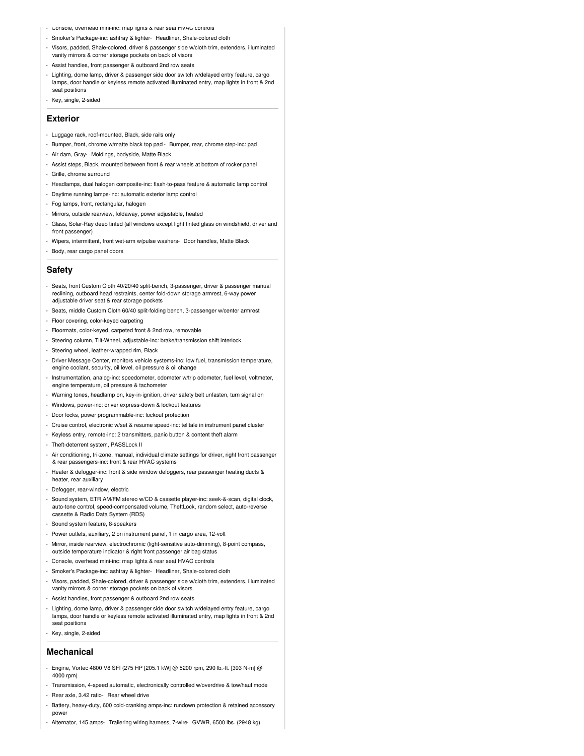- Console, overhead mini-inc: map lights & rear seat HVAC controls
- Smoker's Package-inc: ashtray & lighter- Headliner, Shale-colored cloth
- Visors, padded, Shale-colored, driver & passenger side w/cloth trim, extenders, illuminated vanity mirrors & corner storage pockets on back of visors
- Assist handles, front passenger & outboard 2nd row seats
- Lighting, dome lamp, driver & passenger side door switch w/delayed entry feature, cargo lamps, door handle or keyless remote activated illuminated entry, map lights in front & 2nd seat positions
- Key, single, 2-sided

## Exterior

- Luggage rack, roof-mounted, Black, side rails only
- Bumper, front, chrome w/matte black top pad - Bumper, rear, chrome step-inc: pad
- Air dam, Gray- Moldings, bodyside, Matte Black
- Assist steps, Black, mounted between front & rear wheels at bottom of rocker panel
- Grille, chrome surround
- Headlamps, dual halogen composite-inc: flash-to-pass feature & automatic lamp control
- Daytime running lamps-inc: automatic exterior lamp control
- Fog lamps, front, rectangular, halogen
- Mirrors, outside rearview, foldaway, power adjustable, heated
- Glass, Solar-Ray deep tinted (all windows except light tinted glass on windshield, driver and front passenger)
- Wipers, intermittent, front wet-arm w/pulse washers- Door handles, Matte Black
- Body, rear cargo panel doors

## Safety

- Seats, front Custom Cloth 40/20/40 split-bench, 3-passenger, driver & passenger manual reclining, outboard head restraints, center fold-down storage armrest, 6-way power adjustable driver seat & rear storage pockets
- Seats, middle Custom Cloth 60/40 split-folding bench, 3-passenger w/center armrest
- Floor covering, color-keyed carpeting
- Floormats, color-keyed, carpeted front & 2nd row, removable
- Steering column, Tilt-Wheel, adjustable-inc: brake/transmission shift interlock
- Steering wheel, leather-wrapped rim, Black
- Driver Message Center, monitors vehicle systems-inc: low fuel, transmission temperature, engine coolant, security, oil level, oil pressure & oil change
- Instrumentation, analog-inc: speedometer, odometer w/trip odometer, fuel level, voltmeter, engine temperature, oil pressure & tachometer
- Warning tones, headlamp on, key-in-ignition, driver safety belt unfasten, turn signal on
- Windows, power-inc: driver express-down & lockout features
- Door locks, power programmable-inc: lockout protection
- Cruise control, electronic w/set & resume speed-inc: telltale in instrument panel cluster
- Keyless entry, remote-inc: 2 transmitters, panic button & content theft alarm
- Theft-deterrent system, PASSLock II
- Air conditioning, tri-zone, manual, individual climate settings for driver, right front passenger & rear passengers-inc: front & rear HVAC systems
- Heater & defogger-inc: front & side window defoggers, rear passenger heating ducts & heater, rear auxiliary
- Defogger, rear-window, electric
- Sound system, ETR AM/FM stereo w/CD & cassette player-inc: seek-&-scan, digital clock, auto-tone control, speed-compensated volume, TheftLock, random select, auto-reverse cassette & Radio Data System (RDS)
- Sound system feature, 8-speakers
- Power outlets, auxiliary, 2 on instrument panel, 1 in cargo area, 12-volt
- Mirror, inside rearview, electrochromic (light-sensitive auto-dimming), 8-point compass, outside temperature indicator & right front passenger air bag status
- Console, overhead mini-inc: map lights & rear seat HVAC controls
- Smoker's Package-inc: ashtray & lighter- Headliner, Shale-colored cloth
- Visors, padded, Shale-colored, driver & passenger side w/cloth trim, extenders, illuminated vanity mirrors & corner storage pockets on back of visors
- Assist handles, front passenger & outboard 2nd row seats
- Lighting, dome lamp, driver & passenger side door switch w/delayed entry feature, cargo lamps, door handle or keyless remote activated illuminated entry, map lights in front & 2nd seat positions
- Key, single, 2-sided

## Mechanical

- Engine, Vortec 4800 V8 SFI (275 HP [205.1 kW] @ 5200 rpm, 290 lb.-ft. [393 N-m] @ 4000 rpm)
- Transmission, 4-speed automatic, electronically controlled w/overdrive & tow/haul mode
- Rear axle, 3.42 ratio- Rear wheel drive
- Battery, heavy-duty, 600 cold-cranking amps-inc: rundown protection & retained accessory power
- Alternator, 145 amps- Trailering wiring harness, 7-wire- GVWR, 6500 lbs. (2948 kg)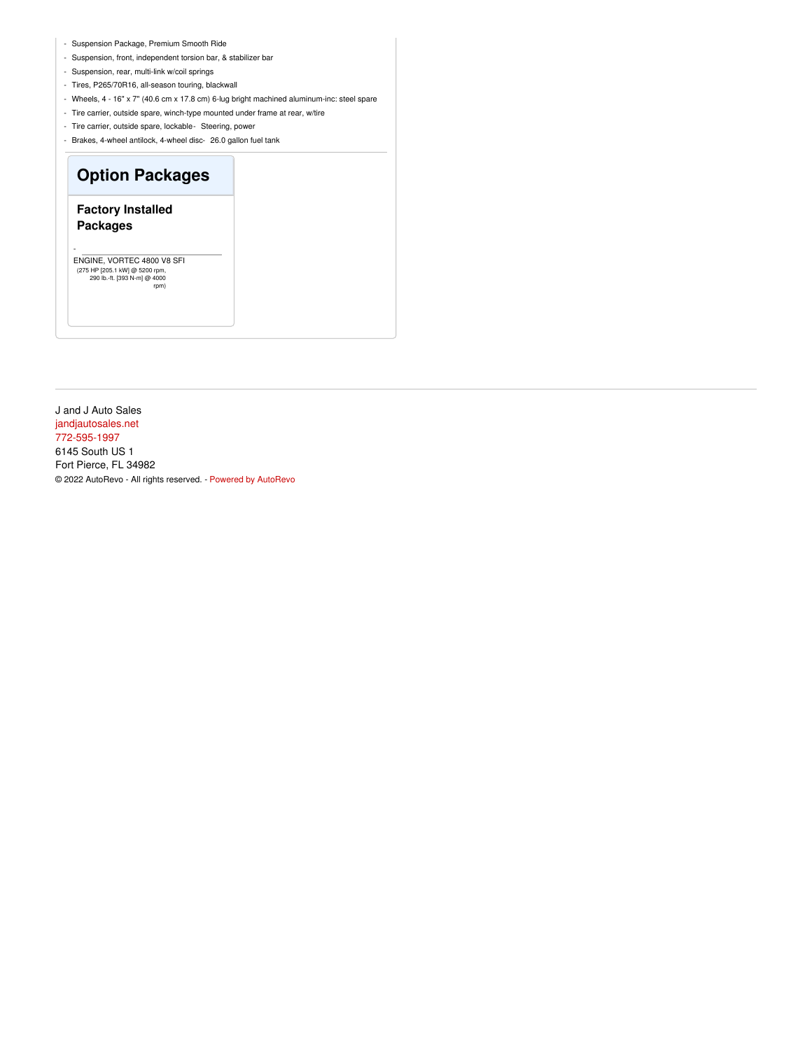- Suspension Package, Premium Smooth Ride
- Suspension, front, independent torsion bar, & stabilizer bar
- Suspension, rear, multi-link w/coil springs
- Tires, P265/70R16, all-season touring, blackwall
- Wheels, 4 - 16" x 7" (40.6 cm x 17.8 cm) 6-lug bright machined aluminum-inc: steel spare
- Tire carrier, outside spare, winch-type mounted under frame at rear, w/tire
- Tire carrier, outside spare, lockable
- Steering, power
- Brakes, 4-wheel antilock, 4-wheel disc
- 26.0 gallon fuel tank

## Option Packages

### Factory Installed Packages

-

ENGINE, VORTEC 4800 V8 SFI
(275 HP [205.1 kW] @ 5200 rpm, 290 lb.-ft. [393 N-m] @ 4000 rpm)

J and J Auto Sales
jandjautosales.net
772-595-1997
6145 South US 1
Fort Pierce, FL 34982
© 2022 AutoRevo - All rights reserved. - Powered by AutoRevo